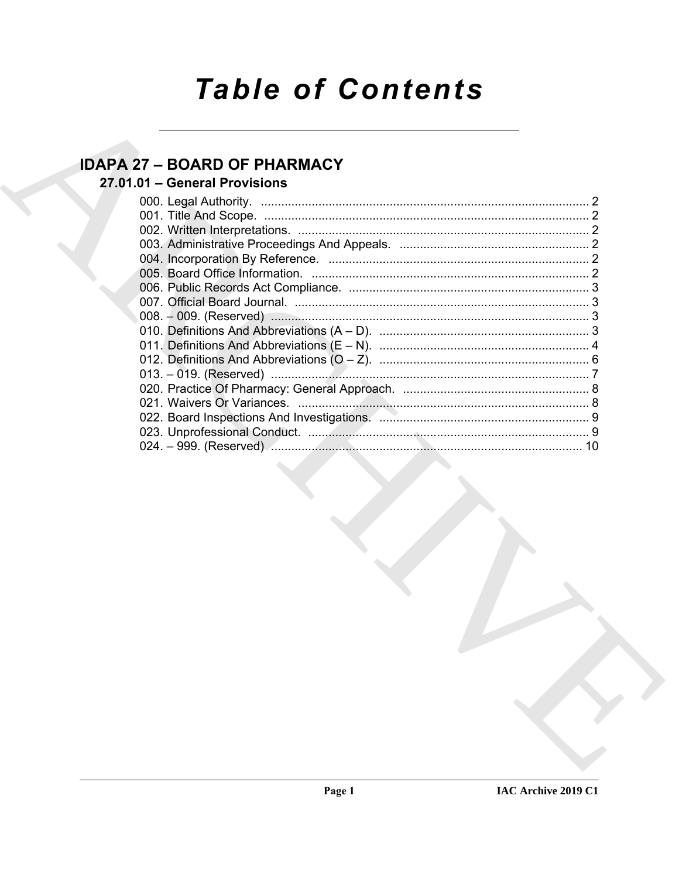# Table of Contents

## IDAPA 27 – BOARD OF PHARMACY

### 27.01.01 – General Provisions

000. Legal Authority. .......... 2
001. Title And Scope. .......... 2
002. Written Interpretations. .......... 2
003. Administrative Proceedings And Appeals. .......... 2
004. Incorporation By Reference. .......... 2
005. Board Office Information. .......... 2
006. Public Records Act Compliance. .......... 3
007. Official Board Journal. .......... 3
008. – 009. (Reserved) .......... 3
010. Definitions And Abbreviations (A – D). .......... 3
011. Definitions And Abbreviations (E – N). .......... 4
012. Definitions And Abbreviations (O – Z). .......... 6
013. – 019. (Reserved) .......... 7
020. Practice Of Pharmacy: General Approach. .......... 8
021. Waivers Or Variances. .......... 8
022. Board Inspections And Investigations. .......... 9
023. Unprofessional Conduct. .......... 9
024. – 999. (Reserved) .......... 10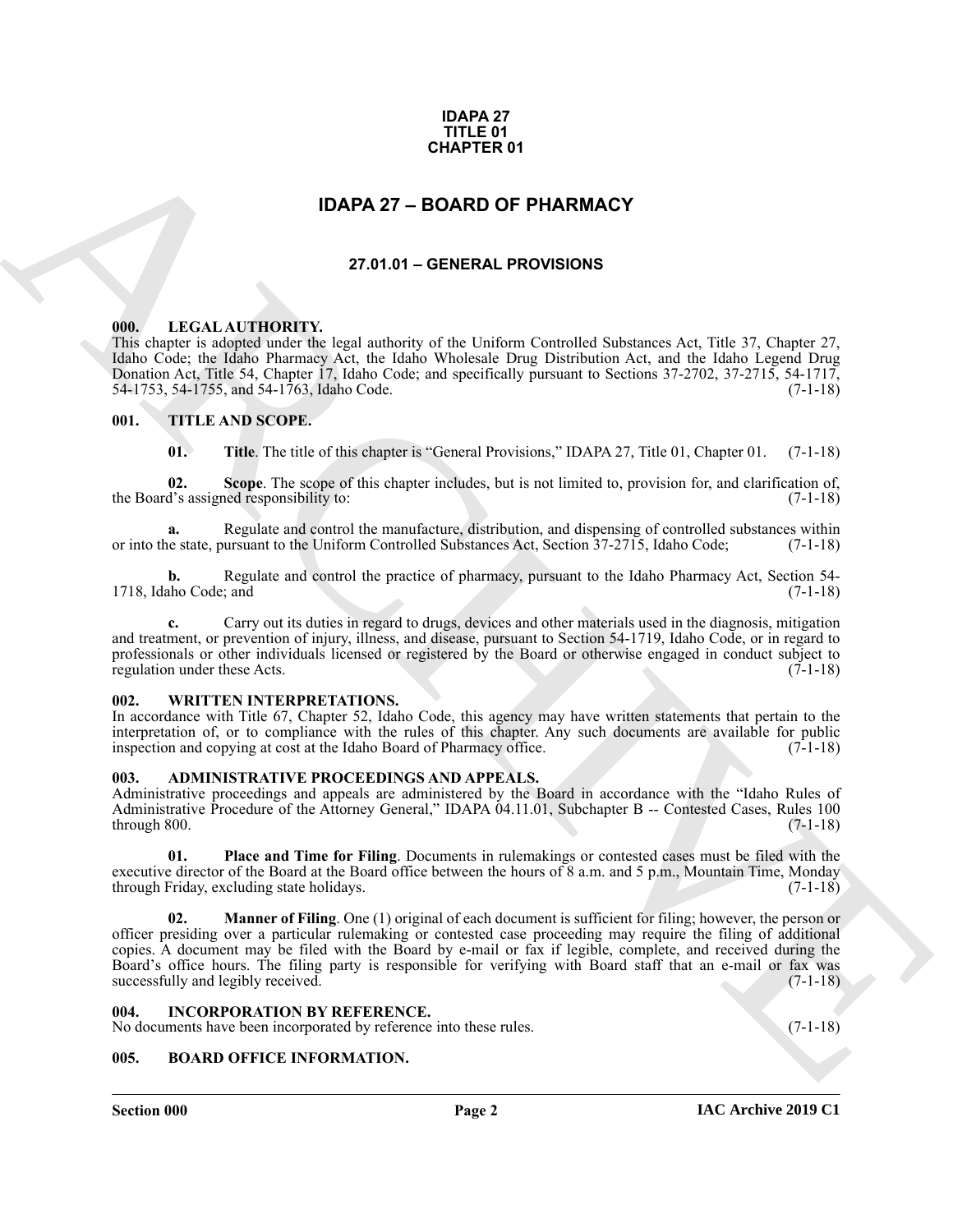**IDAPA 27**
**TITLE 01**
**CHAPTER 01**

# IDAPA 27 – BOARD OF PHARMACY

## 27.01.01 – GENERAL PROVISIONS

### 000. LEGAL AUTHORITY.

This chapter is adopted under the legal authority of the Uniform Controlled Substances Act, Title 37, Chapter 27, Idaho Code; the Idaho Pharmacy Act, the Idaho Wholesale Drug Distribution Act, and the Idaho Legend Drug Donation Act, Title 54, Chapter 17, Idaho Code; and specifically pursuant to Sections 37-2702, 37-2715, 54-1717, 54-1753, 54-1755, and 54-1763, Idaho Code. (7-1-18)

### 001. TITLE AND SCOPE.

**01. Title**. The title of this chapter is "General Provisions," IDAPA 27, Title 01, Chapter 01. (7-1-18)

**02. Scope**. The scope of this chapter includes, but is not limited to, provision for, and clarification of, the Board's assigned responsibility to: (7-1-18)

**a.** Regulate and control the manufacture, distribution, and dispensing of controlled substances within or into the state, pursuant to the Uniform Controlled Substances Act, Section 37-2715, Idaho Code; (7-1-18)

**b.** Regulate and control the practice of pharmacy, pursuant to the Idaho Pharmacy Act, Section 54-1718, Idaho Code; and (7-1-18)

**c.** Carry out its duties in regard to drugs, devices and other materials used in the diagnosis, mitigation and treatment, or prevention of injury, illness, and disease, pursuant to Section 54-1719, Idaho Code, or in regard to professionals or other individuals licensed or registered by the Board or otherwise engaged in conduct subject to regulation under these Acts. (7-1-18)

### 002. WRITTEN INTERPRETATIONS.

In accordance with Title 67, Chapter 52, Idaho Code, this agency may have written statements that pertain to the interpretation of, or to compliance with the rules of this chapter. Any such documents are available for public inspection and copying at cost at the Idaho Board of Pharmacy office. (7-1-18)

### 003. ADMINISTRATIVE PROCEEDINGS AND APPEALS.

Administrative proceedings and appeals are administered by the Board in accordance with the "Idaho Rules of Administrative Procedure of the Attorney General," IDAPA 04.11.01, Subchapter B -- Contested Cases, Rules 100 through 800. (7-1-18)

**01. Place and Time for Filing**. Documents in rulemakings or contested cases must be filed with the executive director of the Board at the Board office between the hours of 8 a.m. and 5 p.m., Mountain Time, Monday through Friday, excluding state holidays. (7-1-18)

**02. Manner of Filing**. One (1) original of each document is sufficient for filing; however, the person or officer presiding over a particular rulemaking or contested case proceeding may require the filing of additional copies. A document may be filed with the Board by e-mail or fax if legible, complete, and received during the Board's office hours. The filing party is responsible for verifying with Board staff that an e-mail or fax was successfully and legibly received. (7-1-18)

### 004. INCORPORATION BY REFERENCE.

No documents have been incorporated by reference into these rules. (7-1-18)

### 005. BOARD OFFICE INFORMATION.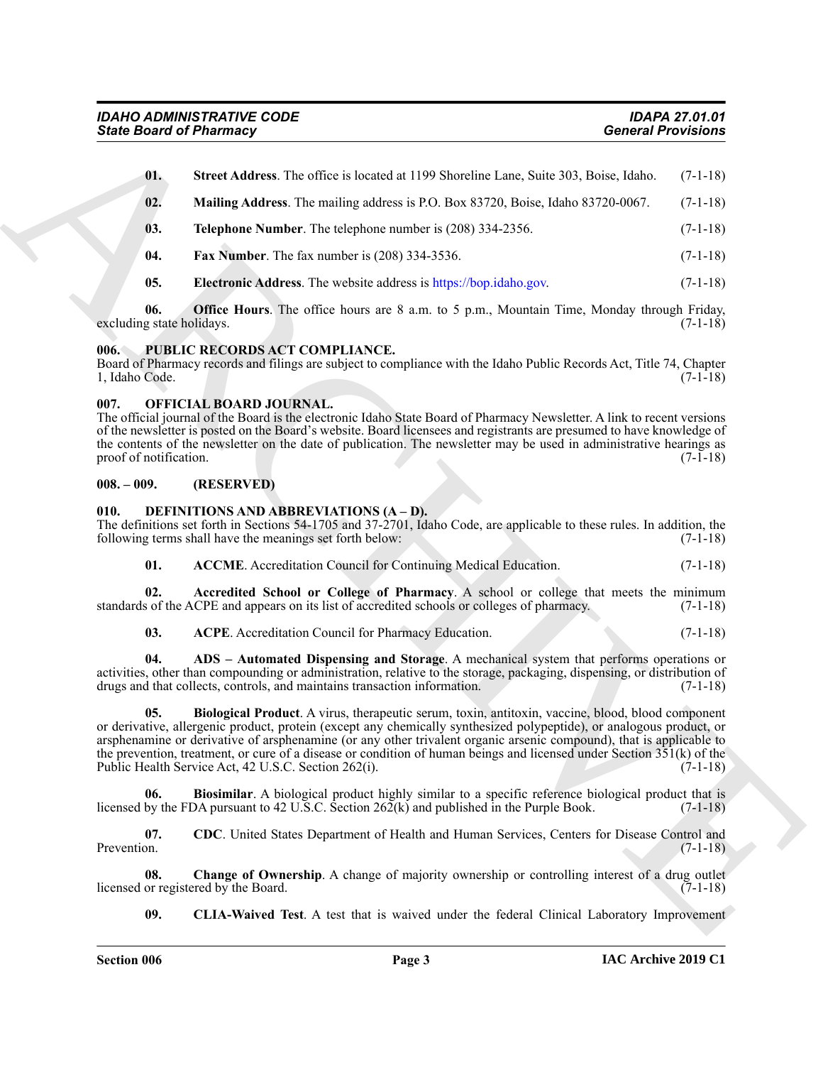**01. Street Address**. The office is located at 1199 Shoreline Lane, Suite 303, Boise, Idaho. (7-1-18)

**02. Mailing Address**. The mailing address is P.O. Box 83720, Boise, Idaho 83720-0067. (7-1-18)

**03. Telephone Number**. The telephone number is (208) 334-2356. (7-1-18)

**04. Fax Number**. The fax number is (208) 334-3536. (7-1-18)

**05. Electronic Address**. The website address is https://bop.idaho.gov. (7-1-18)

**06. Office Hours**. The office hours are 8 a.m. to 5 p.m., Mountain Time, Monday through Friday, excluding state holidays. (7-1-18)

### 006. PUBLIC RECORDS ACT COMPLIANCE.

Board of Pharmacy records and filings are subject to compliance with the Idaho Public Records Act, Title 74, Chapter 1, Idaho Code. (7-1-18)

### 007. OFFICIAL BOARD JOURNAL.

The official journal of the Board is the electronic Idaho State Board of Pharmacy Newsletter. A link to recent versions of the newsletter is posted on the Board's website. Board licensees and registrants are presumed to have knowledge of the contents of the newsletter on the date of publication. The newsletter may be used in administrative hearings as proof of notification. (7-1-18)

### 008. – 009. (RESERVED)

### 010. DEFINITIONS AND ABBREVIATIONS (A – D).

The definitions set forth in Sections 54-1705 and 37-2701, Idaho Code, are applicable to these rules. In addition, the following terms shall have the meanings set forth below: (7-1-18)

**01. ACCME**. Accreditation Council for Continuing Medical Education. (7-1-18)

**02. Accredited School or College of Pharmacy**. A school or college that meets the minimum standards of the ACPE and appears on its list of accredited schools or colleges of pharmacy. (7-1-18)

**03. ACPE**. Accreditation Council for Pharmacy Education. (7-1-18)

**04. ADS – Automated Dispensing and Storage**. A mechanical system that performs operations or activities, other than compounding or administration, relative to the storage, packaging, dispensing, or distribution of drugs and that collects, controls, and maintains transaction information. (7-1-18)

**05. Biological Product**. A virus, therapeutic serum, toxin, antitoxin, vaccine, blood, blood component or derivative, allergenic product, protein (except any chemically synthesized polypeptide), or analogous product, or arsphenamine or derivative of arsphenamine (or any other trivalent organic arsenic compound), that is applicable to the prevention, treatment, or cure of a disease or condition of human beings and licensed under Section 351(k) of the Public Health Service Act, 42 U.S.C. Section 262(i). (7-1-18)

**06. Biosimilar**. A biological product highly similar to a specific reference biological product that is licensed by the FDA pursuant to 42 U.S.C. Section 262(k) and published in the Purple Book. (7-1-18)

**07. CDC**. United States Department of Health and Human Services, Centers for Disease Control and Prevention. (7-1-18)

**08. Change of Ownership**. A change of majority ownership or controlling interest of a drug outlet licensed or registered by the Board. (7-1-18)

**09. CLIA-Waived Test**. A test that is waived under the federal Clinical Laboratory Improvement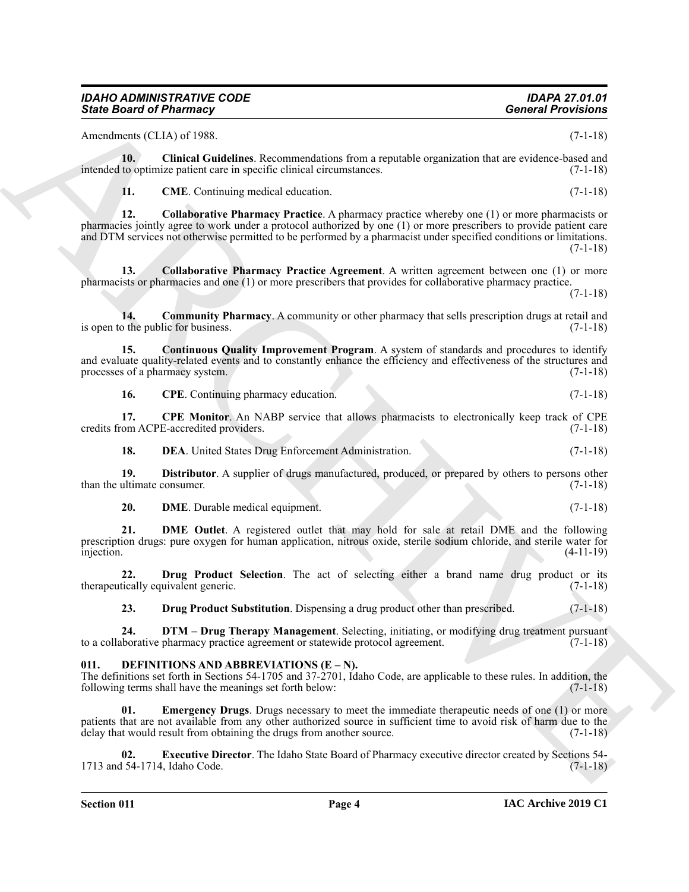Amendments (CLIA) of 1988. (7-1-18)

**10. Clinical Guidelines**. Recommendations from a reputable organization that are evidence-based and intended to optimize patient care in specific clinical circumstances. (7-1-18)

**11. CME**. Continuing medical education. (7-1-18)

**12. Collaborative Pharmacy Practice**. A pharmacy practice whereby one (1) or more pharmacists or pharmacies jointly agree to work under a protocol authorized by one (1) or more prescribers to provide patient care and DTM services not otherwise permitted to be performed by a pharmacist under specified conditions or limitations. (7-1-18)

**13. Collaborative Pharmacy Practice Agreement**. A written agreement between one (1) or more pharmacists or pharmacies and one (1) or more prescribers that provides for collaborative pharmacy practice. (7-1-18)

**14. Community Pharmacy**. A community or other pharmacy that sells prescription drugs at retail and is open to the public for business. (7-1-18)

**15. Continuous Quality Improvement Program**. A system of standards and procedures to identify and evaluate quality-related events and to constantly enhance the efficiency and effectiveness of the structures and processes of a pharmacy system. (7-1-18)

**16. CPE**. Continuing pharmacy education. (7-1-18)

**17. CPE Monitor**. An NABP service that allows pharmacists to electronically keep track of CPE credits from ACPE-accredited providers. (7-1-18)

**18. DEA**. United States Drug Enforcement Administration. (7-1-18)

**19. Distributor**. A supplier of drugs manufactured, produced, or prepared by others to persons other than the ultimate consumer. (7-1-18)

**20. DME**. Durable medical equipment. (7-1-18)

**21. DME Outlet**. A registered outlet that may hold for sale at retail DME and the following prescription drugs: pure oxygen for human application, nitrous oxide, sterile sodium chloride, and sterile water for injection. (4-11-19)

**22. Drug Product Selection**. The act of selecting either a brand name drug product or its therapeutically equivalent generic. (7-1-18)

**23. Drug Product Substitution**. Dispensing a drug product other than prescribed. (7-1-18)

**24. DTM – Drug Therapy Management**. Selecting, initiating, or modifying drug treatment pursuant to a collaborative pharmacy practice agreement or statewide protocol agreement. (7-1-18)

### 011. DEFINITIONS AND ABBREVIATIONS (E – N).

The definitions set forth in Sections 54-1705 and 37-2701, Idaho Code, are applicable to these rules. In addition, the following terms shall have the meanings set forth below: (7-1-18)

**01. Emergency Drugs**. Drugs necessary to meet the immediate therapeutic needs of one (1) or more patients that are not available from any other authorized source in sufficient time to avoid risk of harm due to the delay that would result from obtaining the drugs from another source. (7-1-18)

**02. Executive Director**. The Idaho State Board of Pharmacy executive director created by Sections 54-1713 and 54-1714, Idaho Code. (7-1-18)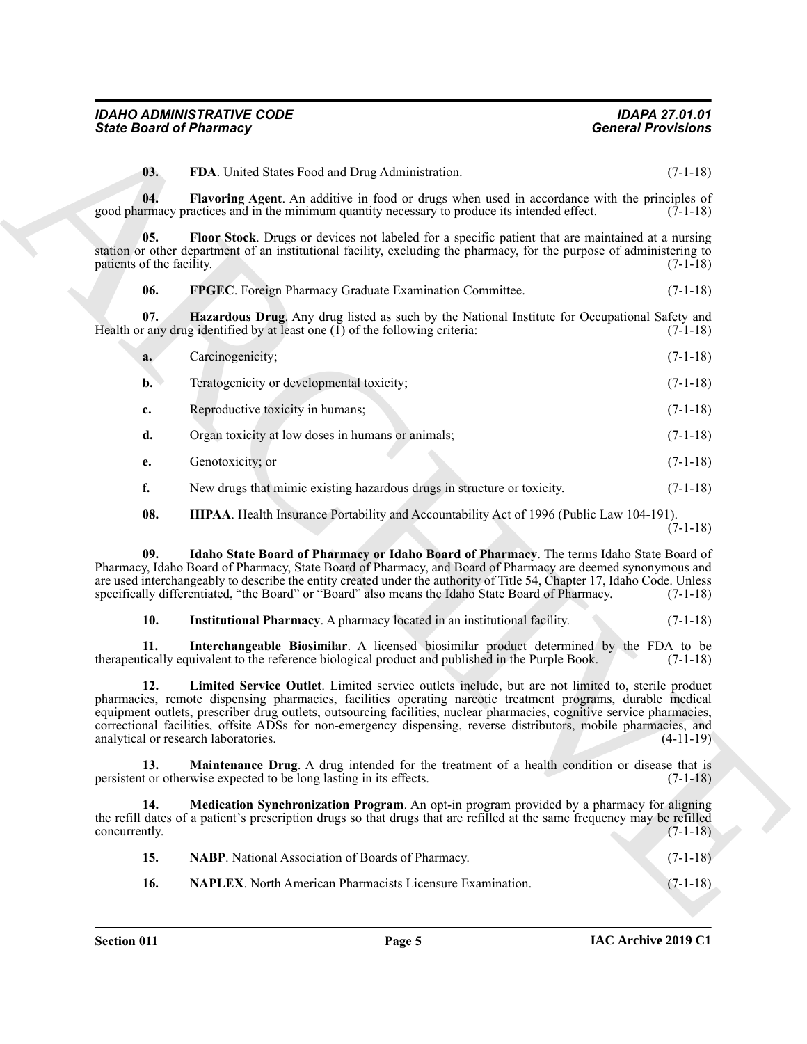**03. FDA**. United States Food and Drug Administration. (7-1-18)

**04. Flavoring Agent**. An additive in food or drugs when used in accordance with the principles of good pharmacy practices and in the minimum quantity necessary to produce its intended effect. (7-1-18)

**05. Floor Stock**. Drugs or devices not labeled for a specific patient that are maintained at a nursing station or other department of an institutional facility, excluding the pharmacy, for the purpose of administering to patients of the facility. (7-1-18)

**06. FPGEC**. Foreign Pharmacy Graduate Examination Committee. (7-1-18)

**07. Hazardous Drug**. Any drug listed as such by the National Institute for Occupational Safety and Health or any drug identified by at least one (1) of the following criteria: (7-1-18)

**a.** Carcinogenicity; (7-1-18)

**b.** Teratogenicity or developmental toxicity; (7-1-18)

**c.** Reproductive toxicity in humans; (7-1-18)

**d.** Organ toxicity at low doses in humans or animals; (7-1-18)

**e.** Genotoxicity; or (7-1-18)

**f.** New drugs that mimic existing hazardous drugs in structure or toxicity. (7-1-18)

**08. HIPAA**. Health Insurance Portability and Accountability Act of 1996 (Public Law 104-191). (7-1-18)

**09. Idaho State Board of Pharmacy or Idaho Board of Pharmacy**. The terms Idaho State Board of Pharmacy, Idaho Board of Pharmacy, State Board of Pharmacy, and Board of Pharmacy are deemed synonymous and are used interchangeably to describe the entity created under the authority of Title 54, Chapter 17, Idaho Code. Unless specifically differentiated, "the Board" or "Board" also means the Idaho State Board of Pharmacy. (7-1-18)

**10. Institutional Pharmacy**. A pharmacy located in an institutional facility. (7-1-18)

**11. Interchangeable Biosimilar**. A licensed biosimilar product determined by the FDA to be therapeutically equivalent to the reference biological product and published in the Purple Book. (7-1-18)

**12. Limited Service Outlet**. Limited service outlets include, but are not limited to, sterile product pharmacies, remote dispensing pharmacies, facilities operating narcotic treatment programs, durable medical equipment outlets, prescriber drug outlets, outsourcing facilities, nuclear pharmacies, cognitive service pharmacies, correctional facilities, offsite ADSs for non-emergency dispensing, reverse distributors, mobile pharmacies, and analytical or research laboratories. (4-11-19)

**13. Maintenance Drug**. A drug intended for the treatment of a health condition or disease that is persistent or otherwise expected to be long lasting in its effects. (7-1-18)

**14. Medication Synchronization Program**. An opt-in program provided by a pharmacy for aligning the refill dates of a patient's prescription drugs so that drugs that are refilled at the same frequency may be refilled concurrently. (7-1-18)

**15. NABP**. National Association of Boards of Pharmacy. (7-1-18)

**16. NAPLEX**. North American Pharmacists Licensure Examination. (7-1-18)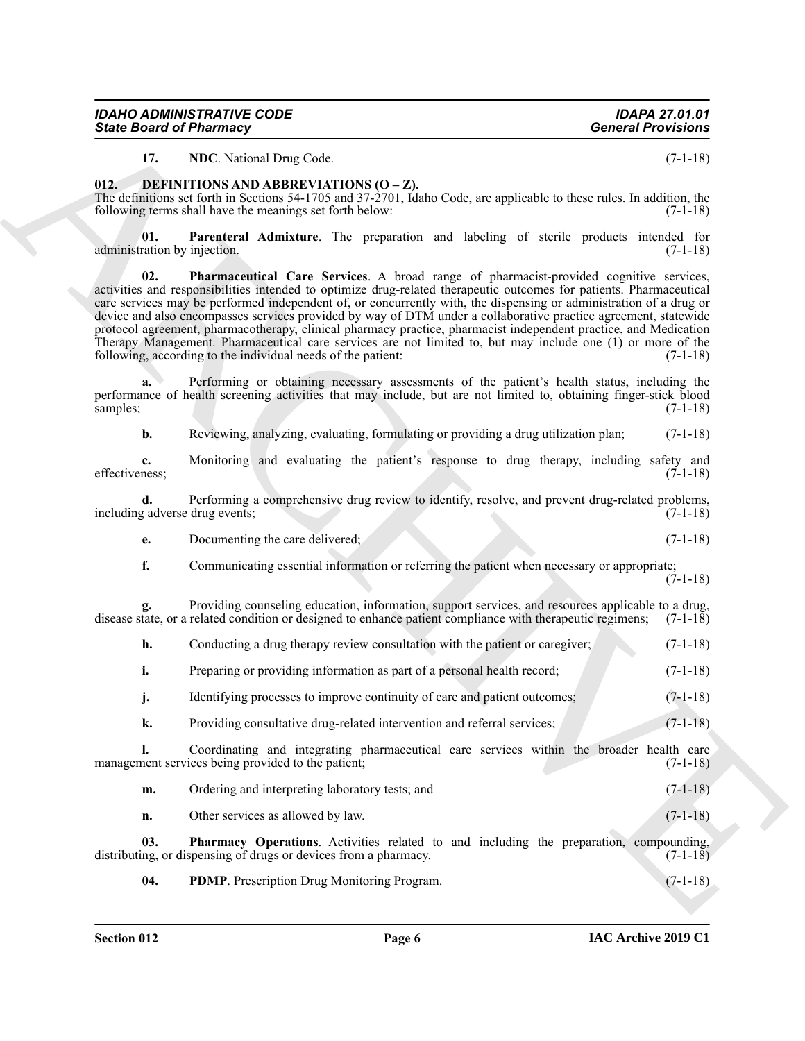**17. NDC**. National Drug Code. (7-1-18)

## 012. DEFINITIONS AND ABBREVIATIONS (O – Z).

The definitions set forth in Sections 54-1705 and 37-2701, Idaho Code, are applicable to these rules. In addition, the following terms shall have the meanings set forth below: (7-1-18)

**01. Parenteral Admixture**. The preparation and labeling of sterile products intended for administration by injection. (7-1-18)

**02. Pharmaceutical Care Services**. A broad range of pharmacist-provided cognitive services, activities and responsibilities intended to optimize drug-related therapeutic outcomes for patients. Pharmaceutical care services may be performed independent of, or concurrently with, the dispensing or administration of a drug or device and also encompasses services provided by way of DTM under a collaborative practice agreement, statewide protocol agreement, pharmacotherapy, clinical pharmacy practice, pharmacist independent practice, and Medication Therapy Management. Pharmaceutical care services are not limited to, but may include one (1) or more of the following, according to the individual needs of the patient: (7-1-18)

**a.** Performing or obtaining necessary assessments of the patient's health status, including the performance of health screening activities that may include, but are not limited to, obtaining finger-stick blood samples; (7-1-18)

**b.** Reviewing, analyzing, evaluating, formulating or providing a drug utilization plan; (7-1-18)

**c.** Monitoring and evaluating the patient's response to drug therapy, including safety and effectiveness; (7-1-18)

**d.** Performing a comprehensive drug review to identify, resolve, and prevent drug-related problems, including adverse drug events; (7-1-18)

**e.** Documenting the care delivered; (7-1-18)

**f.** Communicating essential information or referring the patient when necessary or appropriate; (7-1-18)

**g.** Providing counseling education, information, support services, and resources applicable to a drug, disease state, or a related condition or designed to enhance patient compliance with therapeutic regimens; (7-1-18)

**h.** Conducting a drug therapy review consultation with the patient or caregiver; (7-1-18)

**i.** Preparing or providing information as part of a personal health record; (7-1-18)

**j.** Identifying processes to improve continuity of care and patient outcomes; (7-1-18)

**k.** Providing consultative drug-related intervention and referral services; (7-1-18)

**l.** Coordinating and integrating pharmaceutical care services within the broader health care management services being provided to the patient; (7-1-18)

**m.** Ordering and interpreting laboratory tests; and (7-1-18)

**n.** Other services as allowed by law. (7-1-18)

**03. Pharmacy Operations**. Activities related to and including the preparation, compounding, distributing, or dispensing of drugs or devices from a pharmacy. (7-1-18)

**04. PDMP**. Prescription Drug Monitoring Program. (7-1-18)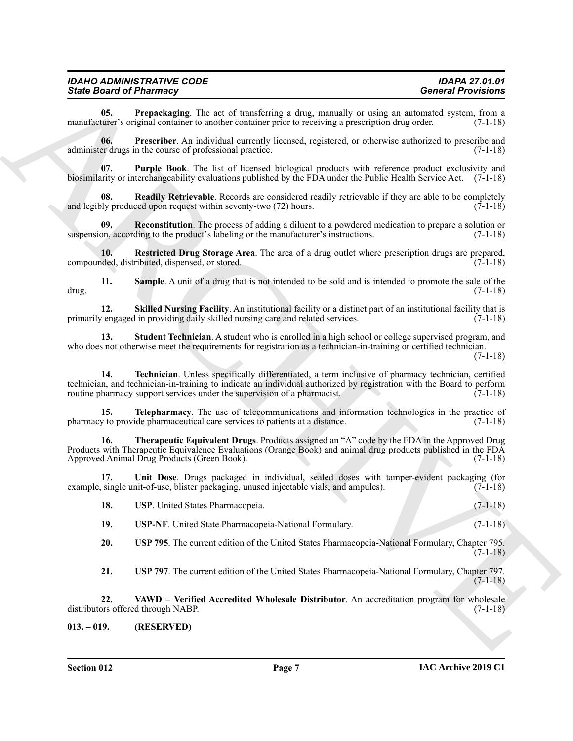**05. Prepackaging**. The act of transferring a drug, manually or using an automated system, from a manufacturer's original container to another container prior to receiving a prescription drug order. (7-1-18)

**06. Prescriber**. An individual currently licensed, registered, or otherwise authorized to prescribe and administer drugs in the course of professional practice. (7-1-18)

**07. Purple Book**. The list of licensed biological products with reference product exclusivity and biosimilarity or interchangeability evaluations published by the FDA under the Public Health Service Act. (7-1-18)

**08. Readily Retrievable**. Records are considered readily retrievable if they are able to be completely and legibly produced upon request within seventy-two (72) hours. (7-1-18)

**09. Reconstitution**. The process of adding a diluent to a powdered medication to prepare a solution or suspension, according to the product's labeling or the manufacturer's instructions. (7-1-18)

**10. Restricted Drug Storage Area**. The area of a drug outlet where prescription drugs are prepared, compounded, distributed, dispensed, or stored. (7-1-18)

**11. Sample**. A unit of a drug that is not intended to be sold and is intended to promote the sale of the drug. (7-1-18)

**12. Skilled Nursing Facility**. An institutional facility or a distinct part of an institutional facility that is primarily engaged in providing daily skilled nursing care and related services. (7-1-18)

**13. Student Technician**. A student who is enrolled in a high school or college supervised program, and who does not otherwise meet the requirements for registration as a technician-in-training or certified technician. (7-1-18)

**14. Technician**. Unless specifically differentiated, a term inclusive of pharmacy technician, certified technician, and technician-in-training to indicate an individual authorized by registration with the Board to perform routine pharmacy support services under the supervision of a pharmacist. (7-1-18)

**15. Telepharmacy**. The use of telecommunications and information technologies in the practice of pharmacy to provide pharmaceutical care services to patients at a distance. (7-1-18)

**16. Therapeutic Equivalent Drugs**. Products assigned an "A" code by the FDA in the Approved Drug Products with Therapeutic Equivalence Evaluations (Orange Book) and animal drug products published in the FDA Approved Animal Drug Products (Green Book). (7-1-18)

**17. Unit Dose**. Drugs packaged in individual, sealed doses with tamper-evident packaging (for example, single unit-of-use, blister packaging, unused injectable vials, and ampules). (7-1-18)

**18. USP**. United States Pharmacopeia. (7-1-18)

**19. USP-NF**. United State Pharmacopeia-National Formulary. (7-1-18)

**20. USP 795**. The current edition of the United States Pharmacopeia-National Formulary, Chapter 795. (7-1-18)

**21. USP 797**. The current edition of the United States Pharmacopeia-National Formulary, Chapter 797. (7-1-18)

**22. VAWD – Verified Accredited Wholesale Distributor**. An accreditation program for wholesale distributors offered through NABP. (7-1-18)

**013. – 019. (RESERVED)**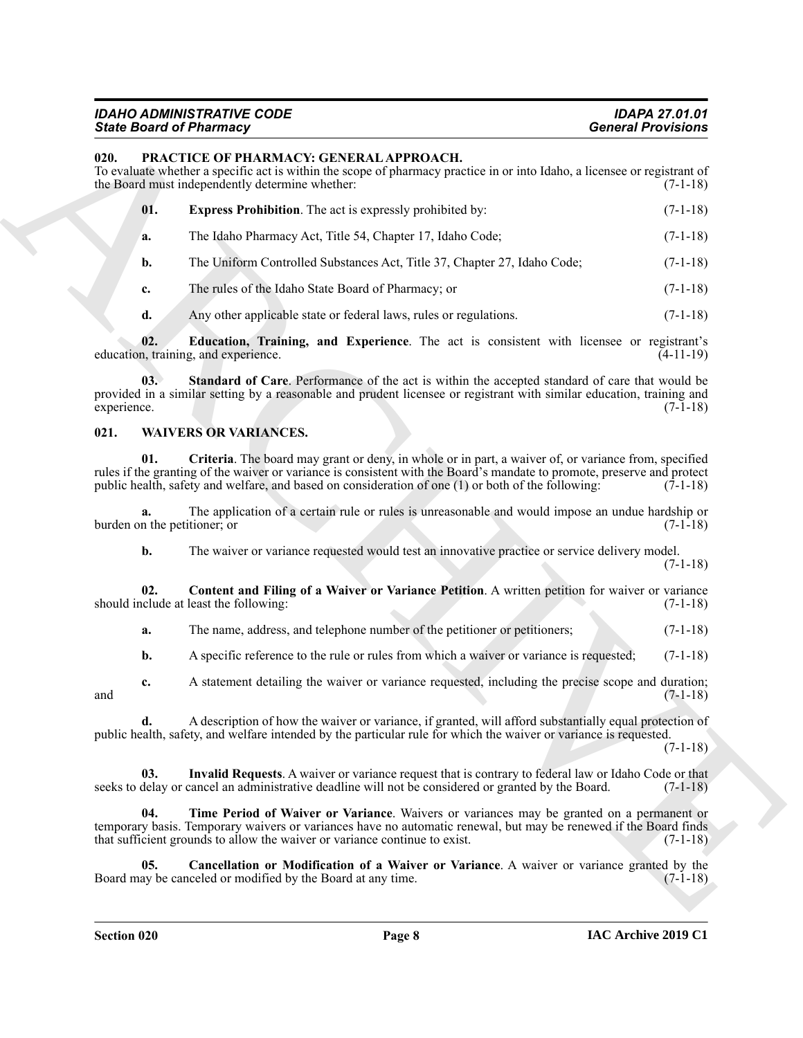### 020. PRACTICE OF PHARMACY: GENERAL APPROACH.

To evaluate whether a specific act is within the scope of pharmacy practice in or into Idaho, a licensee or registrant of the Board must independently determine whether: (7-1-18)

**01. Express Prohibition**. The act is expressly prohibited by: (7-1-18)

**a.** The Idaho Pharmacy Act, Title 54, Chapter 17, Idaho Code; (7-1-18)

**b.** The Uniform Controlled Substances Act, Title 37, Chapter 27, Idaho Code; (7-1-18)

**c.** The rules of the Idaho State Board of Pharmacy; or (7-1-18)

**d.** Any other applicable state or federal laws, rules or regulations. (7-1-18)

**02. Education, Training, and Experience**. The act is consistent with licensee or registrant's education, training, and experience. (4-11-19)

**03. Standard of Care**. Performance of the act is within the accepted standard of care that would be provided in a similar setting by a reasonable and prudent licensee or registrant with similar education, training and experience. (7-1-18)

### 021. WAIVERS OR VARIANCES.

**01. Criteria**. The board may grant or deny, in whole or in part, a waiver of, or variance from, specified rules if the granting of the waiver or variance is consistent with the Board's mandate to promote, preserve and protect public health, safety and welfare, and based on consideration of one (1) or both of the following: (7-1-18)

**a.** The application of a certain rule or rules is unreasonable and would impose an undue hardship or burden on the petitioner; or (7-1-18)

**b.** The waiver or variance requested would test an innovative practice or service delivery model. (7-1-18)

**02. Content and Filing of a Waiver or Variance Petition**. A written petition for waiver or variance should include at least the following: (7-1-18)

**a.** The name, address, and telephone number of the petitioner or petitioners; (7-1-18)

**b.** A specific reference to the rule or rules from which a waiver or variance is requested; (7-1-18)

**c.** A statement detailing the waiver or variance requested, including the precise scope and duration; and (7-1-18)

**d.** A description of how the waiver or variance, if granted, will afford substantially equal protection of public health, safety, and welfare intended by the particular rule for which the waiver or variance is requested. (7-1-18)

**03. Invalid Requests**. A waiver or variance request that is contrary to federal law or Idaho Code or that seeks to delay or cancel an administrative deadline will not be considered or granted by the Board. (7-1-18)

**04. Time Period of Waiver or Variance**. Waivers or variances may be granted on a permanent or temporary basis. Temporary waivers or variances have no automatic renewal, but may be renewed if the Board finds that sufficient grounds to allow the waiver or variance continue to exist. (7-1-18)

**05. Cancellation or Modification of a Waiver or Variance**. A waiver or variance granted by the Board may be canceled or modified by the Board at any time. (7-1-18)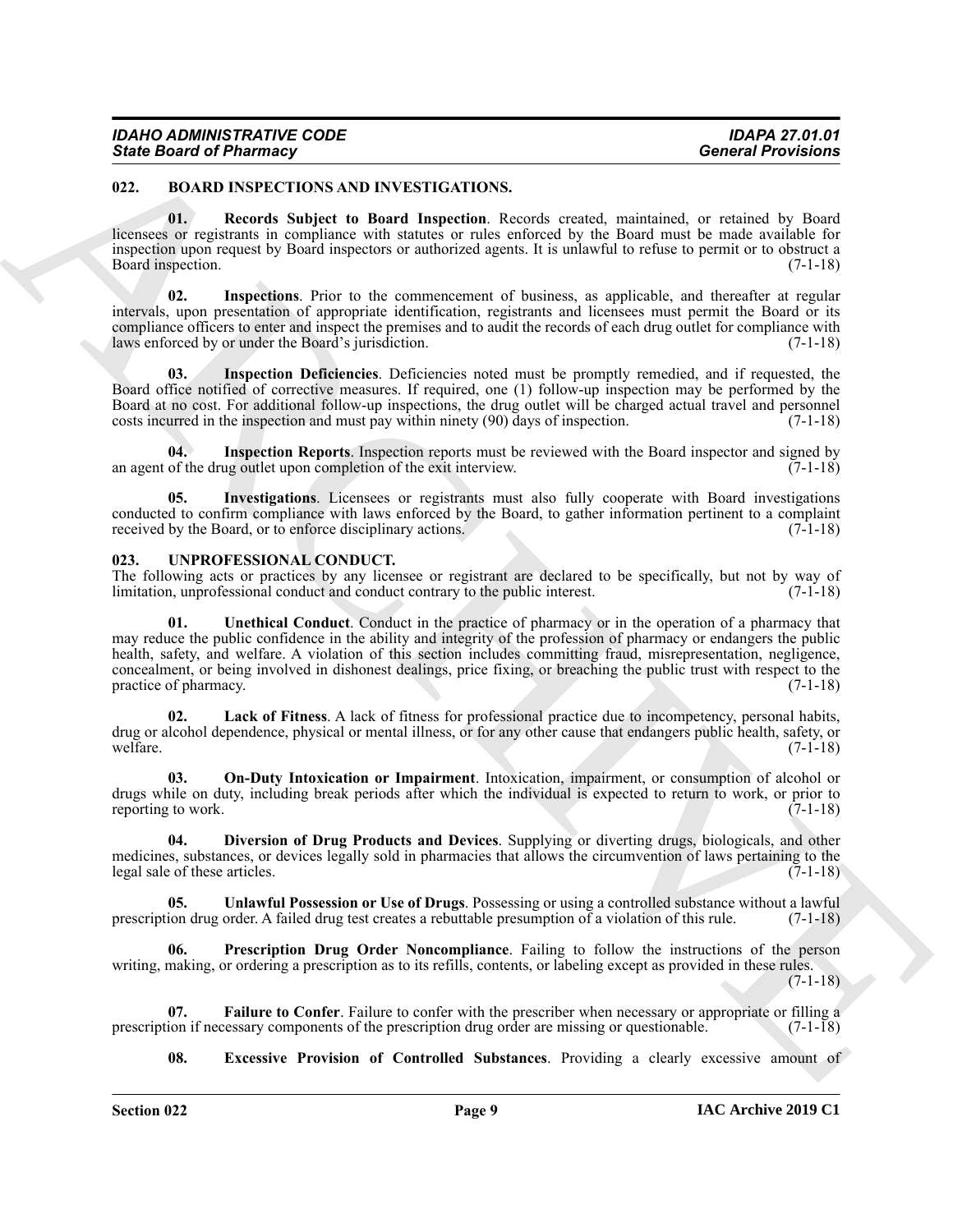## 022. BOARD INSPECTIONS AND INVESTIGATIONS.

**01. Records Subject to Board Inspection**. Records created, maintained, or retained by Board licensees or registrants in compliance with statutes or rules enforced by the Board must be made available for inspection upon request by Board inspectors or authorized agents. It is unlawful to refuse to permit or to obstruct a Board inspection. (7-1-18)

**02. Inspections**. Prior to the commencement of business, as applicable, and thereafter at regular intervals, upon presentation of appropriate identification, registrants and licensees must permit the Board or its compliance officers to enter and inspect the premises and to audit the records of each drug outlet for compliance with laws enforced by or under the Board's jurisdiction. (7-1-18)

**03. Inspection Deficiencies**. Deficiencies noted must be promptly remedied, and if requested, the Board office notified of corrective measures. If required, one (1) follow-up inspection may be performed by the Board at no cost. For additional follow-up inspections, the drug outlet will be charged actual travel and personnel costs incurred in the inspection and must pay within ninety (90) days of inspection. (7-1-18)

**04. Inspection Reports**. Inspection reports must be reviewed with the Board inspector and signed by an agent of the drug outlet upon completion of the exit interview. (7-1-18)

**05. Investigations**. Licensees or registrants must also fully cooperate with Board investigations conducted to confirm compliance with laws enforced by the Board, to gather information pertinent to a complaint received by the Board, or to enforce disciplinary actions. (7-1-18)

## 023. UNPROFESSIONAL CONDUCT.

The following acts or practices by any licensee or registrant are declared to be specifically, but not by way of limitation, unprofessional conduct and conduct contrary to the public interest. (7-1-18)

**01. Unethical Conduct**. Conduct in the practice of pharmacy or in the operation of a pharmacy that may reduce the public confidence in the ability and integrity of the profession of pharmacy or endangers the public health, safety, and welfare. A violation of this section includes committing fraud, misrepresentation, negligence, concealment, or being involved in dishonest dealings, price fixing, or breaching the public trust with respect to the practice of pharmacy. (7-1-18)

**02. Lack of Fitness**. A lack of fitness for professional practice due to incompetency, personal habits, drug or alcohol dependence, physical or mental illness, or for any other cause that endangers public health, safety, or welfare. (7-1-18)

**03. On-Duty Intoxication or Impairment**. Intoxication, impairment, or consumption of alcohol or drugs while on duty, including break periods after which the individual is expected to return to work, or prior to reporting to work. (7-1-18)

**04. Diversion of Drug Products and Devices**. Supplying or diverting drugs, biologicals, and other medicines, substances, or devices legally sold in pharmacies that allows the circumvention of laws pertaining to the legal sale of these articles. (7-1-18)

**05. Unlawful Possession or Use of Drugs**. Possessing or using a controlled substance without a lawful prescription drug order. A failed drug test creates a rebuttable presumption of a violation of this rule. (7-1-18)

**06. Prescription Drug Order Noncompliance**. Failing to follow the instructions of the person writing, making, or ordering a prescription as to its refills, contents, or labeling except as provided in these rules. (7-1-18)

**07. Failure to Confer**. Failure to confer with the prescriber when necessary or appropriate or filling a prescription if necessary components of the prescription drug order are missing or questionable. (7-1-18)

**08. Excessive Provision of Controlled Substances**. Providing a clearly excessive amount of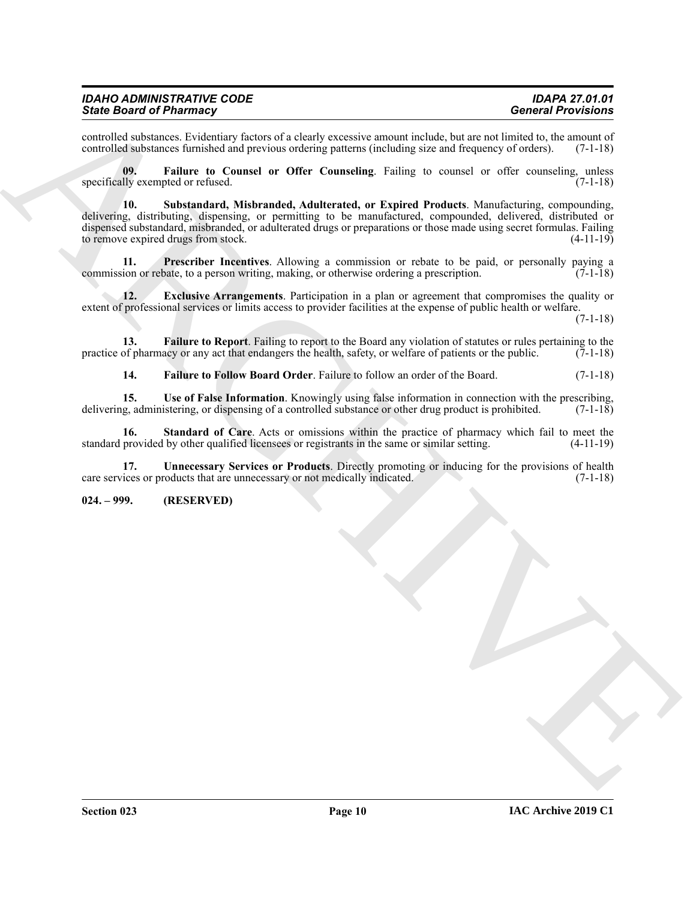controlled substances. Evidentiary factors of a clearly excessive amount include, but are not limited to, the amount of controlled substances furnished and previous ordering patterns (including size and frequency of orders). (7-1-18)

**09. Failure to Counsel or Offer Counseling**. Failing to counsel or offer counseling, unless specifically exempted or refused. (7-1-18)

**10. Substandard, Misbranded, Adulterated, or Expired Products**. Manufacturing, compounding, delivering, distributing, dispensing, or permitting to be manufactured, compounded, delivered, distributed or dispensed substandard, misbranded, or adulterated drugs or preparations or those made using secret formulas. Failing to remove expired drugs from stock. (4-11-19)

**11. Prescriber Incentives**. Allowing a commission or rebate to be paid, or personally paying a commission or rebate, to a person writing, making, or otherwise ordering a prescription. (7-1-18)

**12. Exclusive Arrangements**. Participation in a plan or agreement that compromises the quality or extent of professional services or limits access to provider facilities at the expense of public health or welfare. (7-1-18)

**13. Failure to Report**. Failing to report to the Board any violation of statutes or rules pertaining to the practice of pharmacy or any act that endangers the health, safety, or welfare of patients or the public. (7-1-18)

**14. Failure to Follow Board Order**. Failure to follow an order of the Board. (7-1-18)

**15. Use of False Information**. Knowingly using false information in connection with the prescribing, delivering, administering, or dispensing of a controlled substance or other drug product is prohibited. (7-1-18)

**16. Standard of Care**. Acts or omissions within the practice of pharmacy which fail to meet the standard provided by other qualified licensees or registrants in the same or similar setting. (4-11-19)

**17. Unnecessary Services or Products**. Directly promoting or inducing for the provisions of health care services or products that are unnecessary or not medically indicated. (7-1-18)

**024. – 999. (RESERVED)**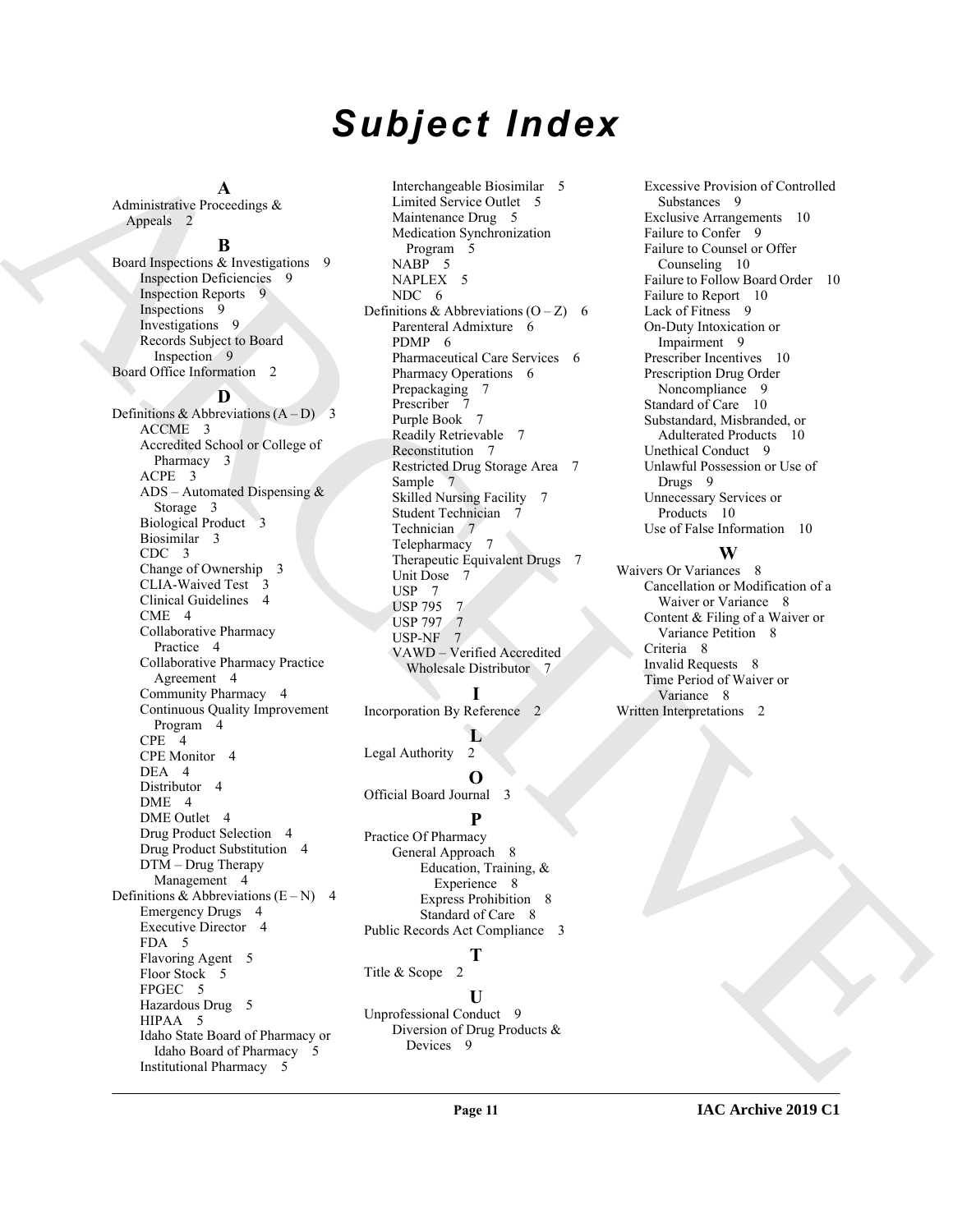# Subject Index

**A**

Administrative Proceedings & Appeals 2

**B**

Board Inspections & Investigations 9
- Inspection Deficiencies 9
- Inspection Reports 9
- Inspections 9
- Investigations 9
- Records Subject to Board Inspection 9

Board Office Information 2

**D**

Definitions & Abbreviations (A – D) 3
- ACCME 3
- Accredited School or College of Pharmacy 3
- ACPE 3
- ADS – Automated Dispensing & Storage 3
- Biological Product 3
- Biosimilar 3
- CDC 3
- Change of Ownership 3
- CLIA-Waived Test 3
- Clinical Guidelines 4
- CME 4
- Collaborative Pharmacy Practice 4
- Collaborative Pharmacy Practice Agreement 4
- Community Pharmacy 4
- Continuous Quality Improvement Program 4
- CPE 4
- CPE Monitor 4
- DEA 4
- Distributor 4
- DME 4
- DME Outlet 4
- Drug Product Selection 4
- Drug Product Substitution 4
- DTM – Drug Therapy Management 4

Definitions & Abbreviations (E – N) 4
- Emergency Drugs 4
- Executive Director 4
- FDA 5
- Flavoring Agent 5
- Floor Stock 5
- FPGEC 5
- Hazardous Drug 5
- HIPAA 5
- Idaho State Board of Pharmacy or Idaho Board of Pharmacy 5
- Institutional Pharmacy 5
- Interchangeable Biosimilar 5
- Limited Service Outlet 5
- Maintenance Drug 5
- Medication Synchronization Program 5
- NABP 5
- NAPLEX 5
- NDC 6

Definitions & Abbreviations (O – Z) 6
- Parenteral Admixture 6
- PDMP 6
- Pharmaceutical Care Services 6
- Pharmacy Operations 6
- Prepackaging 7
- Prescriber 7
- Purple Book 7
- Readily Retrievable 7
- Reconstitution 7
- Restricted Drug Storage Area 7
- Sample 7
- Skilled Nursing Facility 7
- Student Technician 7
- Technician 7
- Telepharmacy 7
- Therapeutic Equivalent Drugs 7
- Unit Dose 7
- USP 7
- USP 795 7
- USP 797 7
- USP-NF 7
- VAWD – Verified Accredited Wholesale Distributor 7

**I**

Incorporation By Reference 2

**L**

Legal Authority 2

**O**

Official Board Journal 3

**P**

Practice Of Pharmacy
- General Approach 8
  - Education, Training, & Experience 8
  - Express Prohibition 8
  - Standard of Care 8

Public Records Act Compliance 3

**T**

Title & Scope 2

**U**

Unprofessional Conduct 9
- Diversion of Drug Products & Devices 9
- Excessive Provision of Controlled Substances 9
- Exclusive Arrangements 10
- Failure to Confer 9
- Failure to Counsel or Offer Counseling 10
- Failure to Follow Board Order 10
- Failure to Report 10
- Lack of Fitness 9
- On-Duty Intoxication or Impairment 9
- Prescriber Incentives 10
- Prescription Drug Order Noncompliance 9
- Standard of Care 10
- Substandard, Misbranded, or Adulterated Products 10
- Unethical Conduct 9
- Unlawful Possession or Use of Drugs 9
- Unnecessary Services or Products 10
- Use of False Information 10

**W**

Waivers Or Variances 8
- Cancellation or Modification of a Waiver or Variance 8
- Content & Filing of a Waiver or Variance Petition 8
- Criteria 8
- Invalid Requests 8
- Time Period of Waiver or Variance 8

Written Interpretations 2